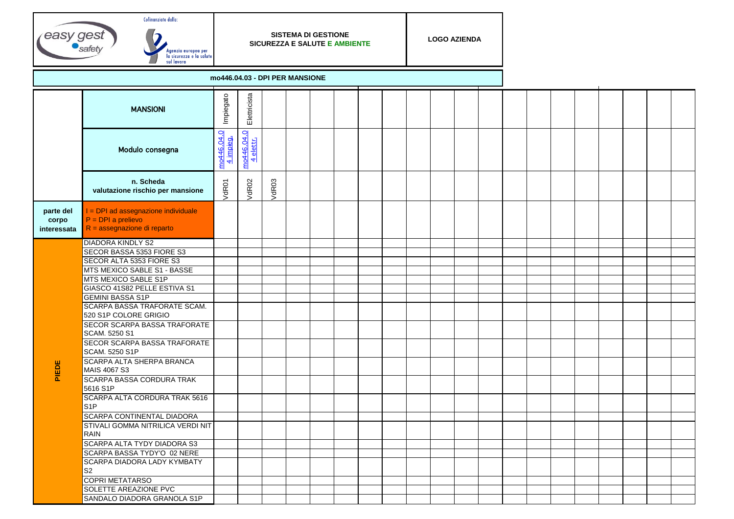Cofinanziato dalla: easy gest safety — Agenzia europea per la sicurezza e la salute sul lavoro

**SISTEMA DI GESTIONE SICUREZZA E SALUTE E AMBIENTE**

**LOGO AZIENDA**

## mo446.04.03 - DPI PER MANSIONE

| | **MANSIONI** | Impiegato | Elettricista | | | | | | | | | | | | | | | | | | | |
|---|---|---|---|---|---|---|---|---|---|---|---|---|---|---|---|---|---|---|---|---|---|---|
| | **Modulo consegna** | mo446.04.04 impieg. | mo446.04.04 elettr. | | | | | | | | | | | | | | | | | | | |
| | **n. Scheda valutazione rischio per mansione** | VdR01 | VdR02 | VdR03 | | | | | | | | | | | | | | | | | | |
| **parte del corpo interessata** | I = DPI ad assegnazione individuale<br>P = DPI a prelievo<br>R = assegnazione di reparto | | | | | | | | | | | | | | | | | | | | | |
| **PIEDE** | DIADORA KINDLY S2 | | | | | | | | | | | | | | | | | | | | | |
| | SECOR BASSA 5353 FIORE S3 | | | | | | | | | | | | | | | | | | | | | |
| | SECOR ALTA 5353 FIORE S3 | | | | | | | | | | | | | | | | | | | | | |
| | MTS MEXICO SABLE S1 - BASSE | | | | | | | | | | | | | | | | | | | | | |
| | MTS MEXICO SABLE S1P | | | | | | | | | | | | | | | | | | | | | |
| | GIASCO 41S82 PELLE ESTIVA S1 | | | | | | | | | | | | | | | | | | | | | |
| | GEMINI BASSA S1P | | | | | | | | | | | | | | | | | | | | | |
| | SCARPA BASSA TRAFORATE SCAM. 520 S1P COLORE GRIGIO | | | | | | | | | | | | | | | | | | | | | |
| | SECOR SCARPA BASSA TRAFORATE SCAM. 5250 S1 | | | | | | | | | | | | | | | | | | | | | |
| | SECOR SCARPA BASSA TRAFORATE SCAM. 5250 S1P | | | | | | | | | | | | | | | | | | | | | |
| | SCARPA ALTA SHERPA BRANCA MAIS 4067 S3 | | | | | | | | | | | | | | | | | | | | | |
| | SCARPA BASSA CORDURA TRAK 5616 S1P | | | | | | | | | | | | | | | | | | | | | |
| | SCARPA ALTA CORDURA TRAK 5616 S1P | | | | | | | | | | | | | | | | | | | | | |
| | SCARPA CONTINENTAL DIADORA | | | | | | | | | | | | | | | | | | | | | |
| | STIVALI GOMMA NITRILICA VERDI NIT RAIN | | | | | | | | | | | | | | | | | | | | | |
| | SCARPA ALTA TYDY DIADORA S3 | | | | | | | | | | | | | | | | | | | | | |
| | SCARPA BASSA TYDY'O 02 NERE | | | | | | | | | | | | | | | | | | | | | |
| | SCARPA DIADORA LADY KYMBATY S2 | | | | | | | | | | | | | | | | | | | | | |
| | COPRI METATARSO | | | | | | | | | | | | | | | | | | | | | |
| | SOLETTE AREAZIONE PVC | | | | | | | | | | | | | | | | | | | | | |
| | SANDALO DIADORA GRANOLA S1P | | | | | | | | | | | | | | | | | | | | | |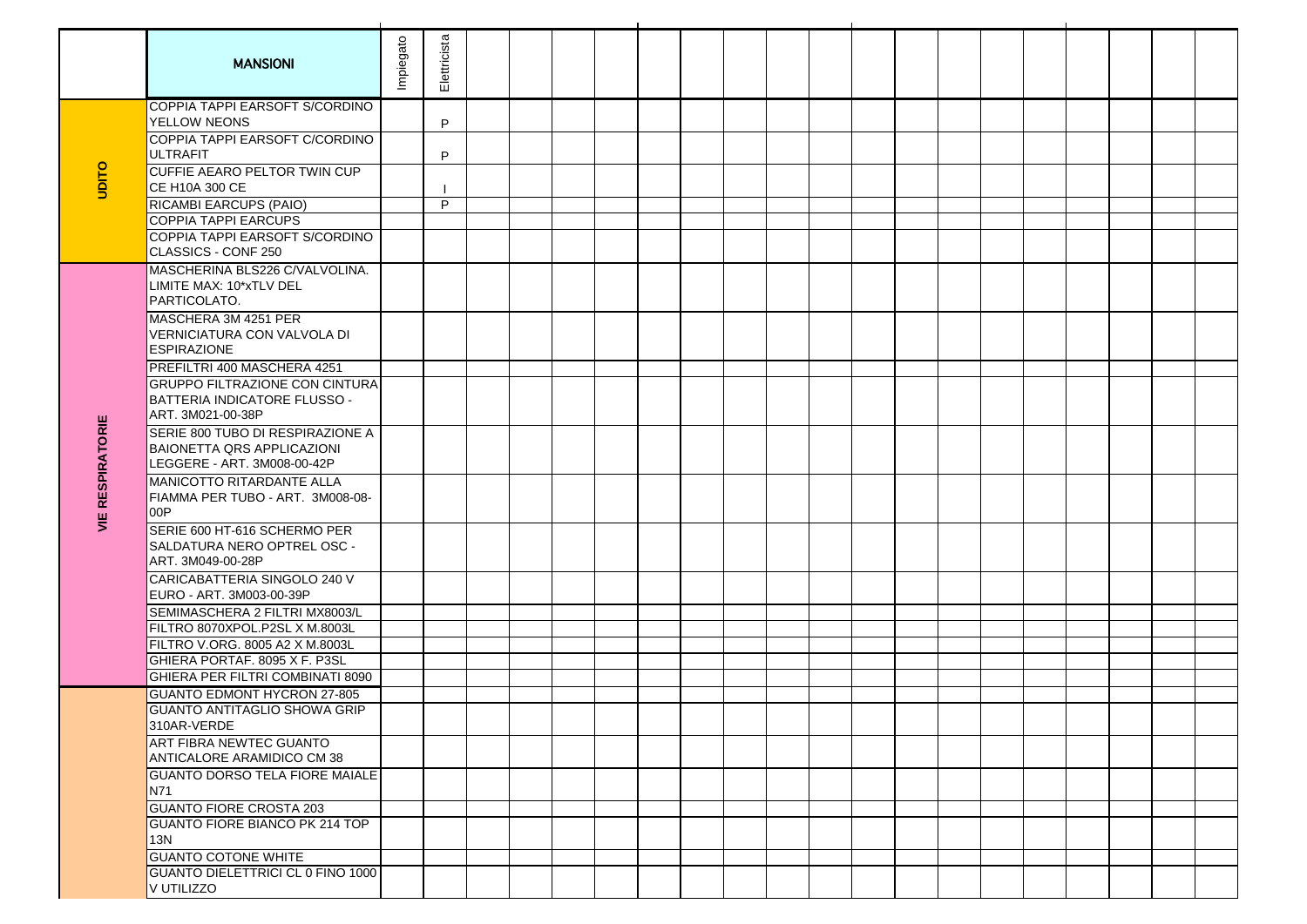| | MANSIONI | Impiegato | Elettricista | | | | | | | | | | | | | | | | | | |
|---|---|---|---|---|---|---|---|---|---|---|---|---|---|---|---|---|---|---|---|---|---|
| UDITO | COPPIA TAPPI EARSOFT S/CORDINO YELLOW NEONS | | P | | | | | | | | | | | | | | | | | | |
| | COPPIA TAPPI EARSOFT C/CORDINO ULTRAFIT | | P | | | | | | | | | | | | | | | | | | |
| | CUFFIE AEARO PELTOR TWIN CUP CE H10A 300 CE | | I | | | | | | | | | | | | | | | | | | |
| | RICAMBI EARCUPS (PAIO) | | P | | | | | | | | | | | | | | | | | | |
| | COPPIA TAPPI EARCUPS | | | | | | | | | | | | | | | | | | | | |
| | COPPIA TAPPI EARSOFT S/CORDINO CLASSICS - CONF 250 | | | | | | | | | | | | | | | | | | | | |
| VIE RESPIRATORIE | MASCHERINA BLS226 C/VALVOLINA. LIMITE MAX: 10*xTLV DEL PARTICOLATO. | | | | | | | | | | | | | | | | | | | | |
| | MASCHERA 3M 4251 PER VERNICIATURA CON VALVOLA DI ESPIRAZIONE | | | | | | | | | | | | | | | | | | | | |
| | PREFILTRI 400 MASCHERA 4251 | | | | | | | | | | | | | | | | | | | | |
| | GRUPPO FILTRAZIONE CON CINTURA BATTERIA INDICATORE FLUSSO - ART. 3M021-00-38P | | | | | | | | | | | | | | | | | | | | |
| | SERIE 800 TUBO DI RESPIRAZIONE A BAIONETTA QRS APPLICAZIONI LEGGERE - ART. 3M008-00-42P | | | | | | | | | | | | | | | | | | | | |
| | MANICOTTO RITARDANTE ALLA FIAMMA PER TUBO - ART. 3M008-08-00P | | | | | | | | | | | | | | | | | | | | |
| | SERIE 600 HT-616 SCHERMO PER SALDATURA NERO OPTREL OSC - ART. 3M049-00-28P | | | | | | | | | | | | | | | | | | | | |
| | CARICABATTERIA SINGOLO 240 V EURO - ART. 3M003-00-39P | | | | | | | | | | | | | | | | | | | | |
| | SEMIMASCHERA 2 FILTRI MX8003/L | | | | | | | | | | | | | | | | | | | | |
| | FILTRO 8070XPOL.P2SL X M.8003L | | | | | | | | | | | | | | | | | | | | |
| | FILTRO V.ORG. 8005 A2 X M.8003L | | | | | | | | | | | | | | | | | | | | |
| | GHIERA PORTAF. 8095 X F. P3SL | | | | | | | | | | | | | | | | | | | | |
| | GHIERA PER FILTRI COMBINATI 8090 | | | | | | | | | | | | | | | | | | | | |
| | GUANTO EDMONT HYCRON 27-805 | | | | | | | | | | | | | | | | | | | | |
| | GUANTO ANTITAGLIO SHOWA GRIP 310AR-VERDE | | | | | | | | | | | | | | | | | | | | |
| | ART FIBRA NEWTEC GUANTO ANTICALORE ARAMIDICO CM 38 | | | | | | | | | | | | | | | | | | | | |
| | GUANTO DORSO TELA FIORE MAIALE N71 | | | | | | | | | | | | | | | | | | | | |
| | GUANTO FIORE CROSTA 203 | | | | | | | | | | | | | | | | | | | | |
| | GUANTO FIORE BIANCO PK 214 TOP 13N | | | | | | | | | | | | | | | | | | | | |
| | GUANTO COTONE WHITE | | | | | | | | | | | | | | | | | | | | |
| | GUANTO DIELETTRICI CL 0 FINO 1000 V UTILIZZO | | | | | | | | | | | | | | | | | | | | |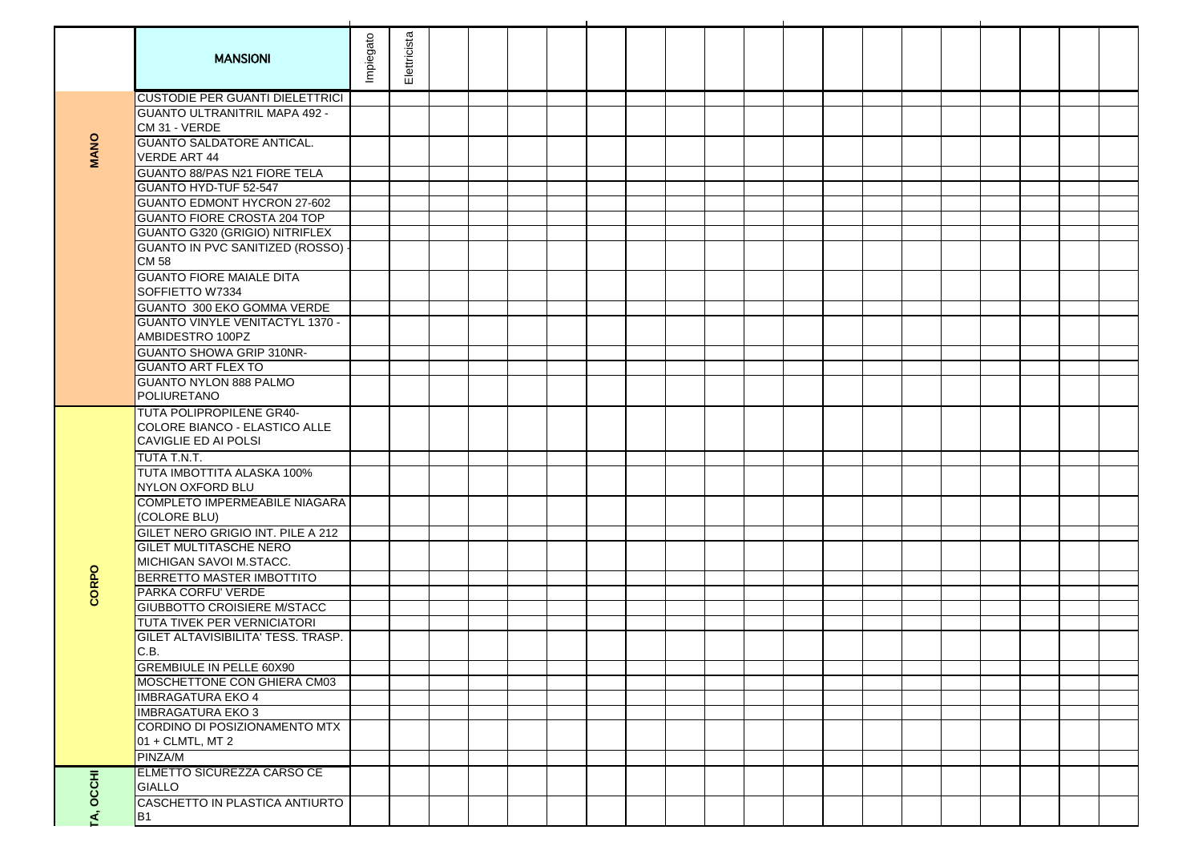| | MANSIONI | Impiegato | Elettricista | | | | | | | | | | | | | | | | | | |
|---|---|---|---|---|---|---|---|---|---|---|---|---|---|---|---|---|---|---|---|---|---|
| MANO | CUSTODIE PER GUANTI DIELETTRICI | | | | | | | | | | | | | | | | | | | | |
| | GUANTO ULTRANITRIL MAPA 492 - CM 31 - VERDE | | | | | | | | | | | | | | | | | | | | |
| | GUANTO SALDATORE ANTICAL. VERDE ART 44 | | | | | | | | | | | | | | | | | | | | |
| | GUANTO 88/PAS N21 FIORE TELA | | | | | | | | | | | | | | | | | | | | |
| | GUANTO HYD-TUF 52-547 | | | | | | | | | | | | | | | | | | | | |
| | GUANTO EDMONT HYCRON 27-602 | | | | | | | | | | | | | | | | | | | | |
| | GUANTO FIORE CROSTA 204 TOP | | | | | | | | | | | | | | | | | | | | |
| | GUANTO G320 (GRIGIO) NITRIFLEX | | | | | | | | | | | | | | | | | | | | |
| | GUANTO IN PVC SANITIZED (ROSSO) - CM 58 | | | | | | | | | | | | | | | | | | | | |
| | GUANTO FIORE MAIALE DITA SOFFIETTO W7334 | | | | | | | | | | | | | | | | | | | | |
| | GUANTO 300 EKO GOMMA VERDE | | | | | | | | | | | | | | | | | | | | |
| | GUANTO VINYLE VENITACTYL 1370 - AMBIDESTRO 100PZ | | | | | | | | | | | | | | | | | | | | |
| | GUANTO SHOWA GRIP 310NR- | | | | | | | | | | | | | | | | | | | | |
| | GUANTO ART FLEX TO | | | | | | | | | | | | | | | | | | | | |
| | GUANTO NYLON 888 PALMO POLIURETANO | | | | | | | | | | | | | | | | | | | | |
| CORPO | TUTA POLIPROPILENE GR40- COLORE BIANCO - ELASTICO ALLE CAVIGLIE ED AI POLSI | | | | | | | | | | | | | | | | | | | | |
| | TUTA T.N.T. | | | | | | | | | | | | | | | | | | | | |
| | TUTA IMBOTTITA ALASKA 100% NYLON OXFORD BLU | | | | | | | | | | | | | | | | | | | | |
| | COMPLETO IMPERMEABILE NIAGARA (COLORE BLU) | | | | | | | | | | | | | | | | | | | | |
| | GILET NERO GRIGIO INT. PILE A 212 | | | | | | | | | | | | | | | | | | | | |
| | GILET MULTITASCHE NERO MICHIGAN SAVOI M.STACC. | | | | | | | | | | | | | | | | | | | | |
| | BERRETTO MASTER IMBOTTITO | | | | | | | | | | | | | | | | | | | | |
| | PARKA CORFU' VERDE | | | | | | | | | | | | | | | | | | | | |
| | GIUBBOTTO CROISIERE M/STACC | | | | | | | | | | | | | | | | | | | | |
| | TUTA TIVEK PER VERNICIATORI | | | | | | | | | | | | | | | | | | | | |
| | GILET ALTAVISIBILITA' TESS. TRASP. C.B. | | | | | | | | | | | | | | | | | | | | |
| | GREMBIULE IN PELLE 60X90 | | | | | | | | | | | | | | | | | | | | |
| | MOSCHETTONE CON GHIERA CM03 | | | | | | | | | | | | | | | | | | | | |
| | IMBRAGATURA EKO 4 | | | | | | | | | | | | | | | | | | | | |
| | IMBRAGATURA EKO 3 | | | | | | | | | | | | | | | | | | | | |
| | CORDINO DI POSIZIONAMENTO MTX 01 + CLMTL, MT 2 | | | | | | | | | | | | | | | | | | | | |
| | PINZA/M | | | | | | | | | | | | | | | | | | | | |
| TA, OCCHI | ELMETTO SICUREZZA CARSO CE GIALLO | | | | | | | | | | | | | | | | | | | | |
| | CASCHETTO IN PLASTICA ANTIURTO B1 | | | | | | | | | | | | | | | | | | | | |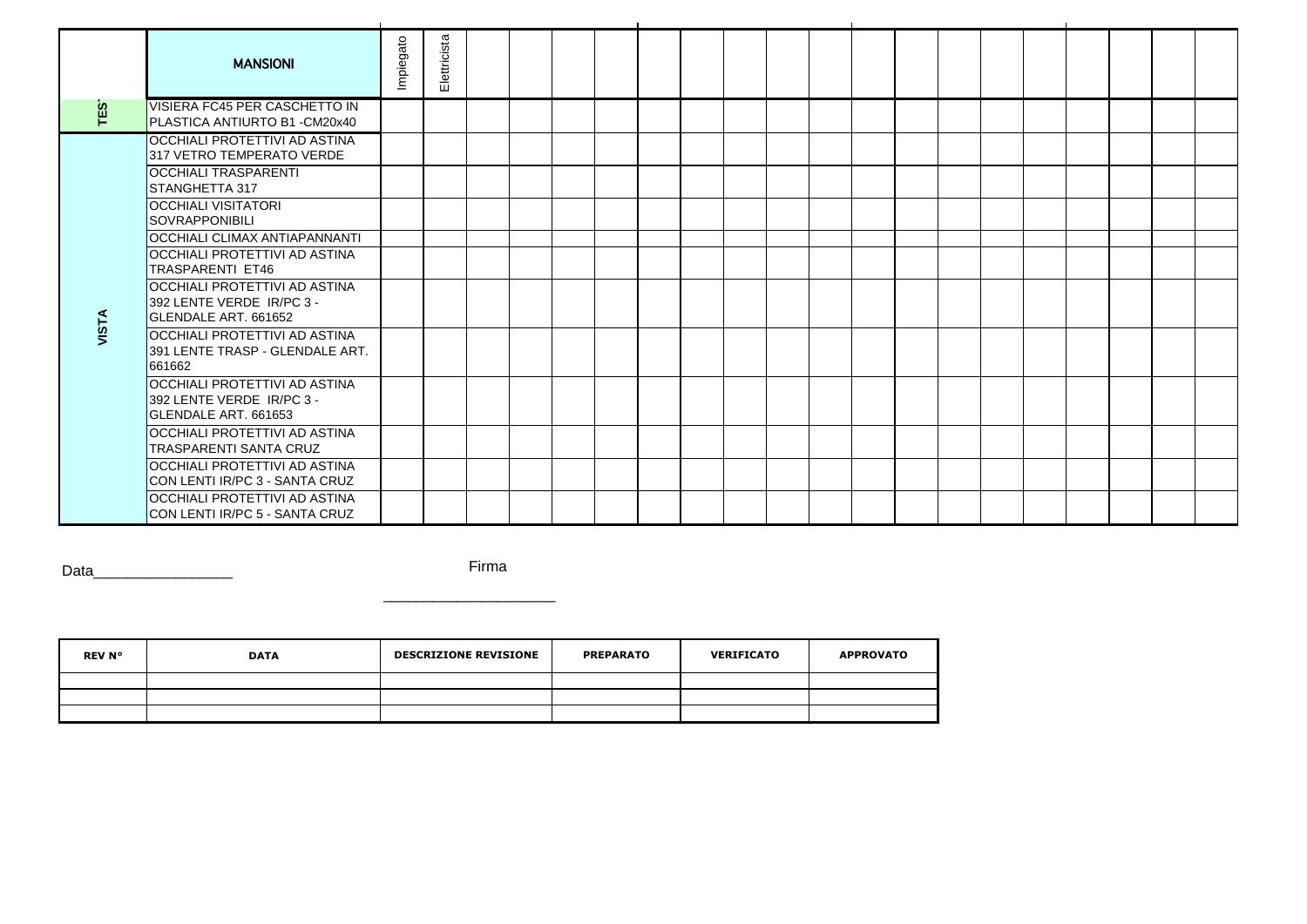| | MANSIONI | Impiegato | Elettricista | | | | | | | | | | | | | | | | | |
|---|---|---|---|---|---|---|---|---|---|---|---|---|---|---|---|---|---|---|---|---|
| TES | VISIERA FC45 PER CASCHETTO IN PLASTICA ANTIURTO B1 -CM20x40 | | | | | | | | | | | | | | | | | | | |
| VISTA | OCCHIALI PROTETTIVI AD ASTINA 317 VETRO TEMPERATO VERDE | | | | | | | | | | | | | | | | | | | |
| | OCCHIALI TRASPARENTI STANGHETTA 317 | | | | | | | | | | | | | | | | | | | |
| | OCCHIALI VISITATORI SOVRAPPONIBILI | | | | | | | | | | | | | | | | | | | |
| | OCCHIALI CLIMAX ANTIAPANNANTI | | | | | | | | | | | | | | | | | | | |
| | OCCHIALI PROTETTIVI AD ASTINA TRASPARENTI ET46 | | | | | | | | | | | | | | | | | | | |
| | OCCHIALI PROTETTIVI AD ASTINA 392 LENTE VERDE IR/PC 3 - GLENDALE ART. 661652 | | | | | | | | | | | | | | | | | | | |
| | OCCHIALI PROTETTIVI AD ASTINA 391 LENTE TRASP - GLENDALE ART. 661662 | | | | | | | | | | | | | | | | | | | |
| | OCCHIALI PROTETTIVI AD ASTINA 392 LENTE VERDE IR/PC 3 - GLENDALE ART. 661653 | | | | | | | | | | | | | | | | | | | |
| | OCCHIALI PROTETTIVI AD ASTINA TRASPARENTI SANTA CRUZ | | | | | | | | | | | | | | | | | | | |
| | OCCHIALI PROTETTIVI AD ASTINA CON LENTI IR/PC 3 - SANTA CRUZ | | | | | | | | | | | | | | | | | | | |
| | OCCHIALI PROTETTIVI AD ASTINA CON LENTI IR/PC 5 - SANTA CRUZ | | | | | | | | | | | | | | | | | | | |

Data________________

Firma

____________________

| REV N° | DATA | DESCRIZIONE REVISIONE | PREPARATO | VERIFICATO | APPROVATO |
|---|---|---|---|---|---|
| | | | | | |
| | | | | | |
| | | | | | |